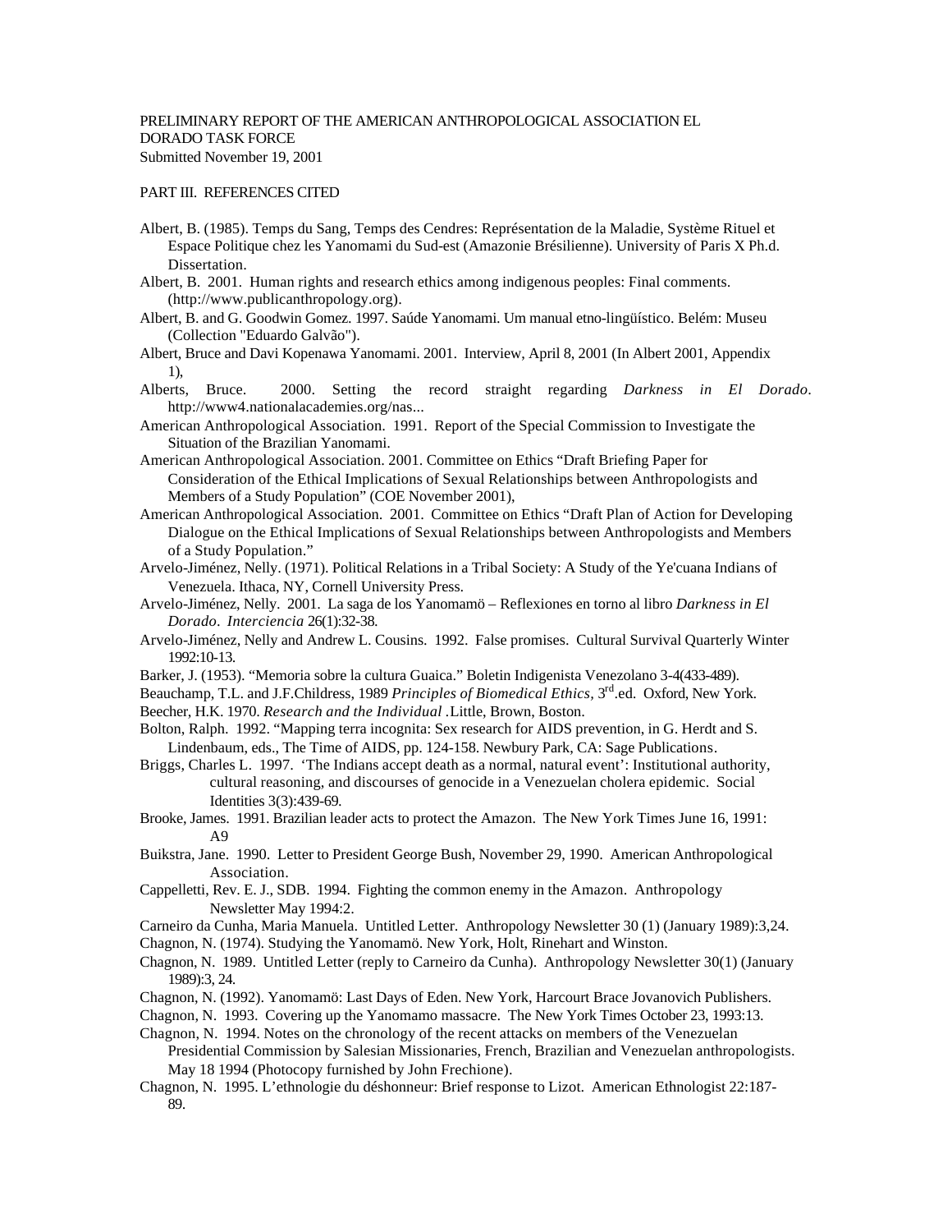PRELIMINARY REPORT OF THE AMERICAN ANTHROPOLOGICAL ASSOCIATION EL DORADO TASK FORCE
Submitted November 19, 2001

PART III. REFERENCES CITED

Albert, B. (1985). Temps du Sang, Temps des Cendres: Représentation de la Maladie, Système Rituel et Espace Politique chez les Yanomami du Sud-est (Amazonie Brésilienne). University of Paris X Ph.d. Dissertation.

Albert, B. 2001. Human rights and research ethics among indigenous peoples: Final comments. (http://www.publicanthropology.org).

Albert, B. and G. Goodwin Gomez. 1997. Saúde Yanomami. Um manual etno-lingüístico. Belém: Museu (Collection "Eduardo Galvão").

Albert, Bruce and Davi Kopenawa Yanomami. 2001. Interview, April 8, 2001 (In Albert 2001, Appendix 1),

Alberts, Bruce. 2000. Setting the record straight regarding *Darkness in El Dorado*. http://www4.nationalacademies.org/nas...

American Anthropological Association. 1991. Report of the Special Commission to Investigate the Situation of the Brazilian Yanomami.

American Anthropological Association. 2001. Committee on Ethics "Draft Briefing Paper for Consideration of the Ethical Implications of Sexual Relationships between Anthropologists and Members of a Study Population" (COE November 2001),

American Anthropological Association. 2001. Committee on Ethics "Draft Plan of Action for Developing Dialogue on the Ethical Implications of Sexual Relationships between Anthropologists and Members of a Study Population."

Arvelo-Jiménez, Nelly. (1971). Political Relations in a Tribal Society: A Study of the Ye'cuana Indians of Venezuela. Ithaca, NY, Cornell University Press.

Arvelo-Jiménez, Nelly. 2001. La saga de los Yanomamö – Reflexiones en torno al libro *Darkness in El Dorado*. *Interciencia* 26(1):32-38.

Arvelo-Jiménez, Nelly and Andrew L. Cousins. 1992. False promises. Cultural Survival Quarterly Winter 1992:10-13.

Barker, J. (1953). "Memoria sobre la cultura Guaica." Boletin Indigenista Venezolano 3-4(433-489).

Beauchamp, T.L. and J.F.Childress, 1989 *Principles of Biomedical Ethics*, 3rd.ed. Oxford, New York.

Beecher, H.K. 1970. *Research and the Individual* .Little, Brown, Boston.

Bolton, Ralph. 1992. "Mapping terra incognita: Sex research for AIDS prevention, in G. Herdt and S. Lindenbaum, eds., The Time of AIDS, pp. 124-158. Newbury Park, CA: Sage Publications.

Briggs, Charles L. 1997. 'The Indians accept death as a normal, natural event': Institutional authority, cultural reasoning, and discourses of genocide in a Venezuelan cholera epidemic. Social Identities 3(3):439-69.

Brooke, James. 1991. Brazilian leader acts to protect the Amazon. The New York Times June 16, 1991: A9

Buikstra, Jane. 1990. Letter to President George Bush, November 29, 1990. American Anthropological Association.

Cappelletti, Rev. E. J., SDB. 1994. Fighting the common enemy in the Amazon. Anthropology Newsletter May 1994:2.

Carneiro da Cunha, Maria Manuela. Untitled Letter. Anthropology Newsletter 30 (1) (January 1989):3,24.

Chagnon, N. (1974). Studying the Yanomamö. New York, Holt, Rinehart and Winston.

Chagnon, N. 1989. Untitled Letter (reply to Carneiro da Cunha). Anthropology Newsletter 30(1) (January 1989):3, 24.

Chagnon, N. (1992). Yanomamö: Last Days of Eden. New York, Harcourt Brace Jovanovich Publishers.

Chagnon, N. 1993. Covering up the Yanomamo massacre. The New York Times October 23, 1993:13.

Chagnon, N. 1994. Notes on the chronology of the recent attacks on members of the Venezuelan Presidential Commission by Salesian Missionaries, French, Brazilian and Venezuelan anthropologists. May 18 1994 (Photocopy furnished by John Frechione).

Chagnon, N. 1995. L'ethnologie du déshonneur: Brief response to Lizot. American Ethnologist 22:187-89.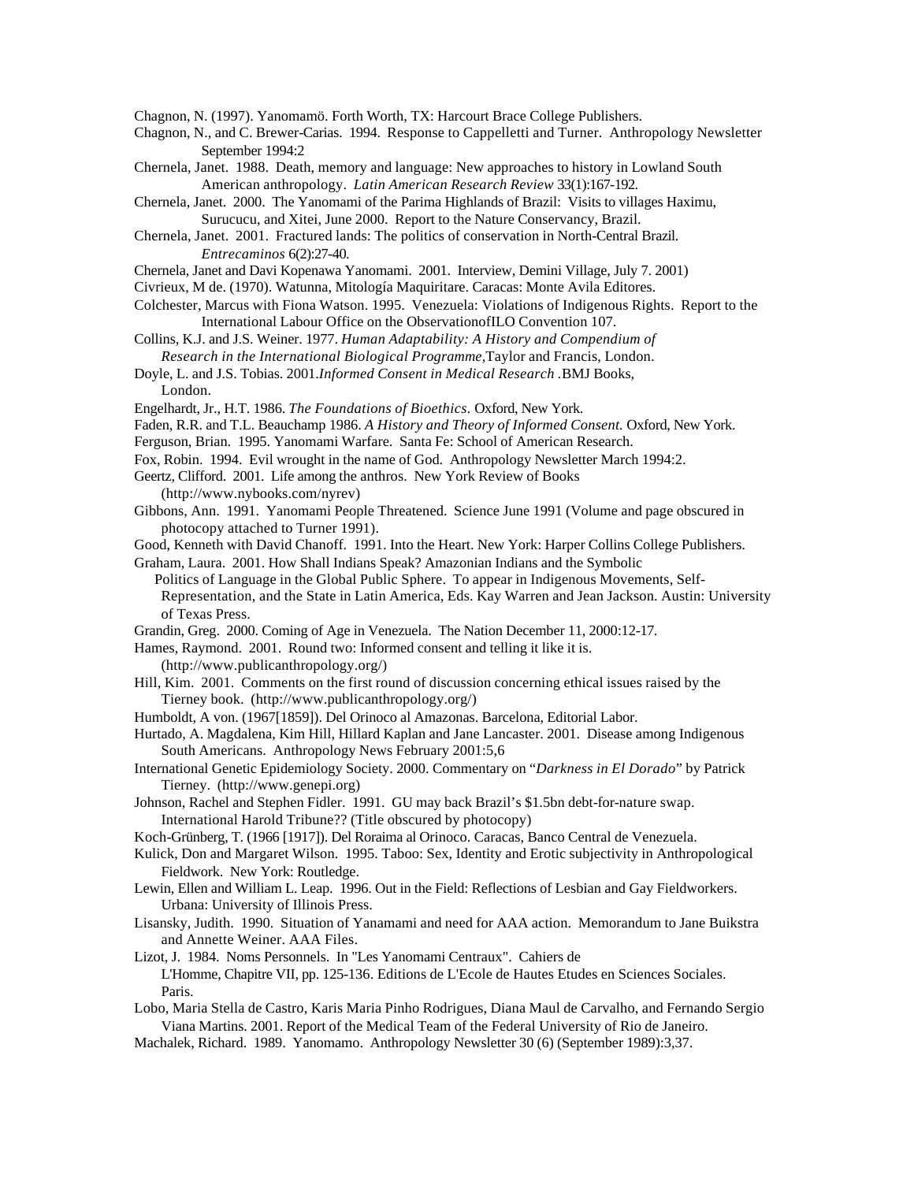Chagnon, N. (1997). Yanomamö. Forth Worth, TX: Harcourt Brace College Publishers.

Chagnon, N., and C. Brewer-Carias. 1994. Response to Cappelletti and Turner. Anthropology Newsletter September 1994:2

Chernela, Janet. 1988. Death, memory and language: New approaches to history in Lowland South American anthropology. *Latin American Research Review* 33(1):167-192.

Chernela, Janet. 2000. The Yanomami of the Parima Highlands of Brazil: Visits to villages Haximu, Surucucu, and Xitei, June 2000. Report to the Nature Conservancy, Brazil.

Chernela, Janet. 2001. Fractured lands: The politics of conservation in North-Central Brazil. *Entrecaminos* 6(2):27-40.

Chernela, Janet and Davi Kopenawa Yanomami. 2001. Interview, Demini Village, July 7. 2001)

Civrieux, M de. (1970). Watunna, Mitología Maquiritare. Caracas: Monte Avila Editores.

Colchester, Marcus with Fiona Watson. 1995. Venezuela: Violations of Indigenous Rights. Report to the International Labour Office on the ObservationofILO Convention 107.

Collins, K.J. and J.S. Weiner. 1977. *Human Adaptability: A History and Compendium of Research in the International Biological Programme*,Taylor and Francis, London.

Doyle, L. and J.S. Tobias. 2001.*Informed Consent in Medical Research* .BMJ Books, London.

Engelhardt, Jr., H.T. 1986. *The Foundations of Bioethics*. Oxford, New York.

Faden, R.R. and T.L. Beauchamp 1986. *A History and Theory of Informed Consent.* Oxford, New York.

Ferguson, Brian. 1995. Yanomami Warfare. Santa Fe: School of American Research.

Fox, Robin. 1994. Evil wrought in the name of God. Anthropology Newsletter March 1994:2.

Geertz, Clifford. 2001. Life among the anthros. New York Review of Books (http://www.nybooks.com/nyrev)

Gibbons, Ann. 1991. Yanomami People Threatened. Science June 1991 (Volume and page obscured in photocopy attached to Turner 1991).

Good, Kenneth with David Chanoff. 1991. Into the Heart. New York: Harper Collins College Publishers.

Graham, Laura. 2001. How Shall Indians Speak? Amazonian Indians and the Symbolic Politics of Language in the Global Public Sphere. To appear in Indigenous Movements, Self-Representation, and the State in Latin America, Eds. Kay Warren and Jean Jackson. Austin: University of Texas Press.

Grandin, Greg. 2000. Coming of Age in Venezuela. The Nation December 11, 2000:12-17.

Hames, Raymond. 2001. Round two: Informed consent and telling it like it is. (http://www.publicanthropology.org/)

Hill, Kim. 2001. Comments on the first round of discussion concerning ethical issues raised by the Tierney book. (http://www.publicanthropology.org/)

Humboldt, A von. (1967[1859]). Del Orinoco al Amazonas. Barcelona, Editorial Labor.

Hurtado, A. Magdalena, Kim Hill, Hillard Kaplan and Jane Lancaster. 2001. Disease among Indigenous South Americans. Anthropology News February 2001:5,6

International Genetic Epidemiology Society. 2000. Commentary on "*Darkness in El Dorado*" by Patrick Tierney. (http://www.genepi.org)

Johnson, Rachel and Stephen Fidler. 1991. GU may back Brazil's $1.5bn debt-for-nature swap. International Harold Tribune?? (Title obscured by photocopy)

Koch-Grünberg, T. (1966 [1917]). Del Roraima al Orinoco. Caracas, Banco Central de Venezuela.

Kulick, Don and Margaret Wilson. 1995. Taboo: Sex, Identity and Erotic subjectivity in Anthropological Fieldwork. New York: Routledge.

Lewin, Ellen and William L. Leap. 1996. Out in the Field: Reflections of Lesbian and Gay Fieldworkers. Urbana: University of Illinois Press.

Lisansky, Judith. 1990. Situation of Yanamami and need for AAA action. Memorandum to Jane Buikstra and Annette Weiner. AAA Files.

Lizot, J. 1984. Noms Personnels. In "Les Yanomami Centraux". Cahiers de L'Homme, Chapitre VII, pp. 125-136. Editions de L'Ecole de Hautes Etudes en Sciences Sociales. Paris.

Lobo, Maria Stella de Castro, Karis Maria Pinho Rodrigues, Diana Maul de Carvalho, and Fernando Sergio Viana Martins. 2001. Report of the Medical Team of the Federal University of Rio de Janeiro.

Machalek, Richard. 1989. Yanomamo. Anthropology Newsletter 30 (6) (September 1989):3,37.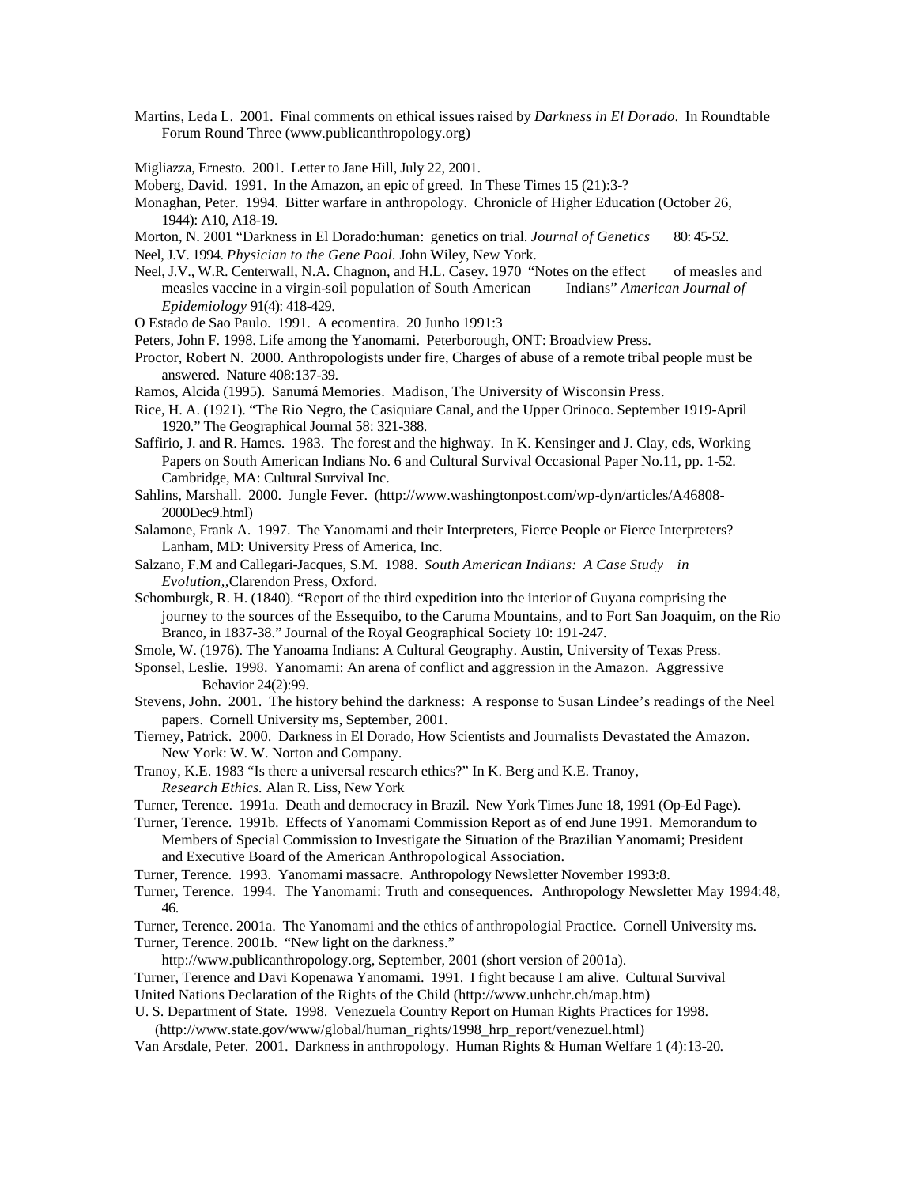Martins, Leda L. 2001. Final comments on ethical issues raised by *Darkness in El Dorado*. In Roundtable Forum Round Three (www.publicanthropology.org)

Migliazza, Ernesto. 2001. Letter to Jane Hill, July 22, 2001.

Moberg, David. 1991. In the Amazon, an epic of greed. In These Times 15 (21):3-?

Monaghan, Peter. 1994. Bitter warfare in anthropology. Chronicle of Higher Education (October 26, 1944): A10, A18-19.

Morton, N. 2001 "Darkness in El Dorado:human: genetics on trial. *Journal of Genetics* 80: 45-52.

Neel, J.V. 1994. *Physician to the Gene Pool.* John Wiley, New York.

Neel, J.V., W.R. Centerwall, N.A. Chagnon, and H.L. Casey. 1970 "Notes on the effect of measles and measles vaccine in a virgin-soil population of South American Indians" *American Journal of Epidemiology* 91(4): 418-429.

O Estado de Sao Paulo. 1991. A ecomentira. 20 Junho 1991:3

Peters, John F. 1998. Life among the Yanomami. Peterborough, ONT: Broadview Press.

Proctor, Robert N. 2000. Anthropologists under fire, Charges of abuse of a remote tribal people must be answered. Nature 408:137-39.

Ramos, Alcida (1995). Sanumá Memories. Madison, The University of Wisconsin Press.

Rice, H. A. (1921). "The Rio Negro, the Casiquiare Canal, and the Upper Orinoco. September 1919-April 1920." The Geographical Journal 58: 321-388.

Saffirio, J. and R. Hames. 1983. The forest and the highway. In K. Kensinger and J. Clay, eds, Working Papers on South American Indians No. 6 and Cultural Survival Occasional Paper No.11, pp. 1-52. Cambridge, MA: Cultural Survival Inc.

Sahlins, Marshall. 2000. Jungle Fever. (http://www.washingtonpost.com/wp-dyn/articles/A46808-2000Dec9.html)

Salamone, Frank A. 1997. The Yanomami and their Interpreters, Fierce People or Fierce Interpreters? Lanham, MD: University Press of America, Inc.

Salzano, F.M and Callegari-Jacques, S.M. 1988. *South American Indians: A Case Study in Evolution*,,Clarendon Press, Oxford.

Schomburgk, R. H. (1840). "Report of the third expedition into the interior of Guyana comprising the journey to the sources of the Essequibo, to the Caruma Mountains, and to Fort San Joaquim, on the Rio Branco, in 1837-38." Journal of the Royal Geographical Society 10: 191-247.

Smole, W. (1976). The Yanoama Indians: A Cultural Geography. Austin, University of Texas Press.

Sponsel, Leslie. 1998. Yanomami: An arena of conflict and aggression in the Amazon. Aggressive Behavior 24(2):99.

Stevens, John. 2001. The history behind the darkness: A response to Susan Lindee's readings of the Neel papers. Cornell University ms, September, 2001.

Tierney, Patrick. 2000. Darkness in El Dorado, How Scientists and Journalists Devastated the Amazon. New York: W. W. Norton and Company.

Tranoy, K.E. 1983 "Is there a universal research ethics?" In K. Berg and K.E. Tranoy, *Research Ethics.* Alan R. Liss, New York

Turner, Terence. 1991a. Death and democracy in Brazil. New York Times June 18, 1991 (Op-Ed Page).

Turner, Terence. 1991b. Effects of Yanomami Commission Report as of end June 1991. Memorandum to Members of Special Commission to Investigate the Situation of the Brazilian Yanomami; President and Executive Board of the American Anthropological Association.

Turner, Terence. 1993. Yanomami massacre. Anthropology Newsletter November 1993:8.

Turner, Terence. 1994. The Yanomami: Truth and consequences. Anthropology Newsletter May 1994:48, 46.

Turner, Terence. 2001a. The Yanomami and the ethics of anthropologial Practice. Cornell University ms.

Turner, Terence. 2001b. "New light on the darkness." http://www.publicanthropology.org, September, 2001 (short version of 2001a).

Turner, Terence and Davi Kopenawa Yanomami. 1991. I fight because I am alive. Cultural Survival

United Nations Declaration of the Rights of the Child (http://www.unhchr.ch/map.htm)

U. S. Department of State. 1998. Venezuela Country Report on Human Rights Practices for 1998. (http://www.state.gov/www/global/human_rights/1998_hrp_report/venezuel.html)

Van Arsdale, Peter. 2001. Darkness in anthropology. Human Rights & Human Welfare 1 (4):13-20.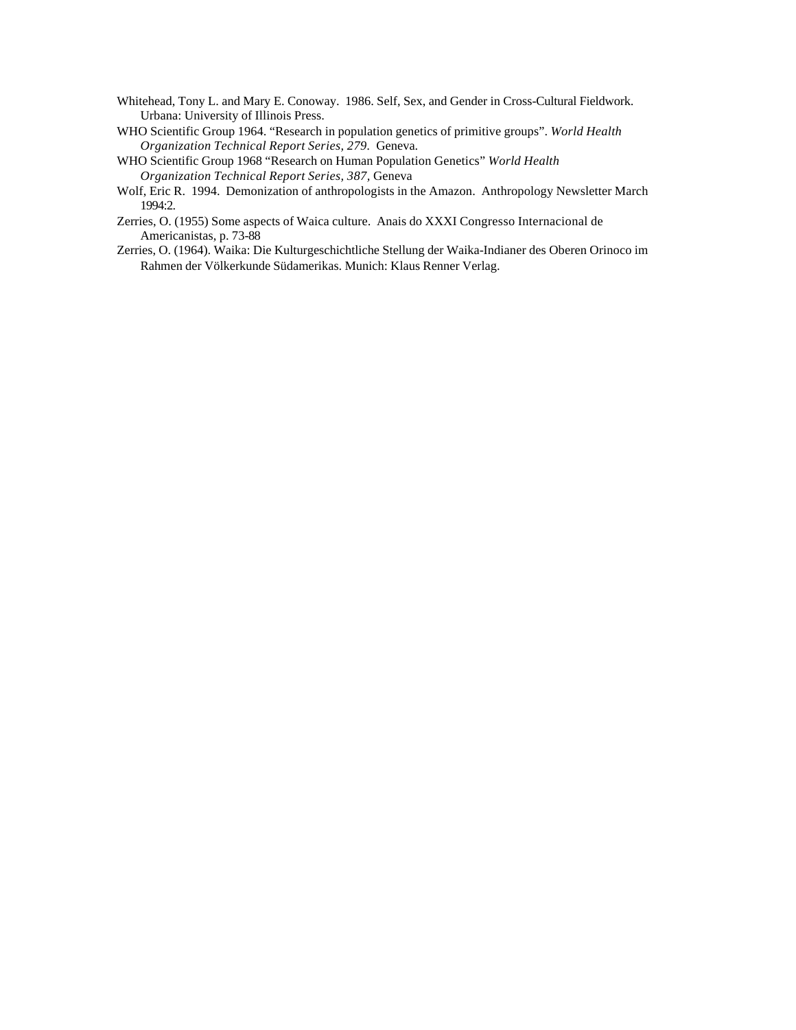Whitehead, Tony L. and Mary E. Conoway. 1986. Self, Sex, and Gender in Cross-Cultural Fieldwork. Urbana: University of Illinois Press.

WHO Scientific Group 1964. "Research in population genetics of primitive groups". *World Health Organization Technical Report Series, 279*. Geneva.

WHO Scientific Group 1968 "Research on Human Population Genetics" *World Health Organization Technical Report Series, 387*, Geneva

Wolf, Eric R. 1994. Demonization of anthropologists in the Amazon. Anthropology Newsletter March 1994:2.

Zerries, O. (1955) Some aspects of Waica culture. Anais do XXXI Congresso Internacional de Americanistas, p. 73-88

Zerries, O. (1964). Waika: Die Kulturgeschichtliche Stellung der Waika-Indianer des Oberen Orinoco im Rahmen der Völkerkunde Südamerikas. Munich: Klaus Renner Verlag.